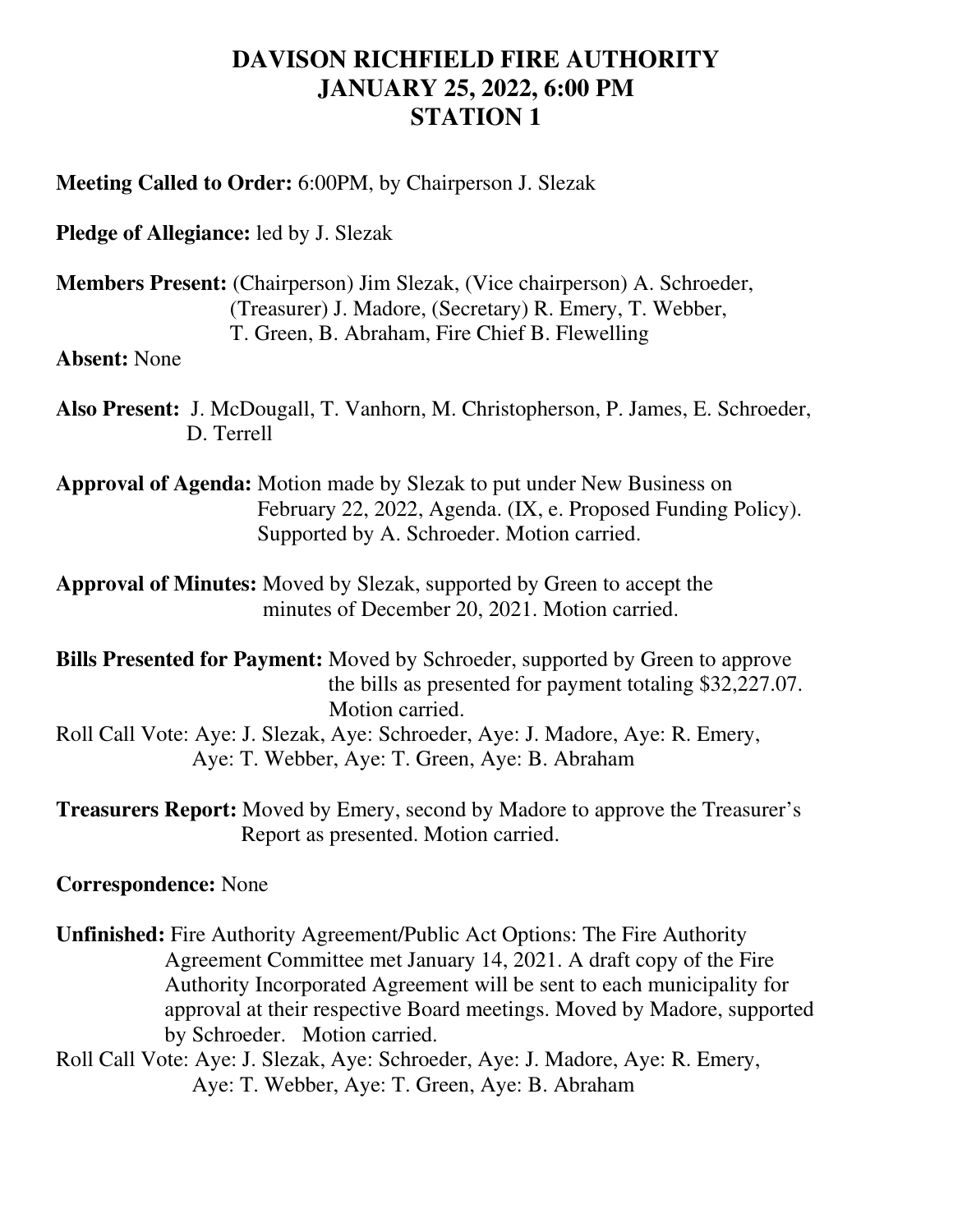# DAVISON RICHFIELD FIRE AUTHORITY
## JANUARY 25, 2022, 6:00 PM
## STATION 1

**Meeting Called to Order:** 6:00PM, by Chairperson J. Slezak

**Pledge of Allegiance:** led by J. Slezak

**Members Present:** (Chairperson) Jim Slezak, (Vice chairperson) A. Schroeder, (Treasurer) J. Madore, (Secretary) R. Emery, T. Webber, T. Green, B. Abraham, Fire Chief B. Flewelling

**Absent:** None

**Also Present:** J. McDougall, T. Vanhorn, M. Christopherson, P. James, E. Schroeder, D. Terrell

**Approval of Agenda:** Motion made by Slezak to put under New Business on February 22, 2022, Agenda. (IX, e. Proposed Funding Policy). Supported by A. Schroeder. Motion carried.

**Approval of Minutes:** Moved by Slezak, supported by Green to accept the minutes of December 20, 2021. Motion carried.

**Bills Presented for Payment:** Moved by Schroeder, supported by Green to approve the bills as presented for payment totaling $32,227.07. Motion carried.

Roll Call Vote: Aye: J. Slezak, Aye: Schroeder, Aye: J. Madore, Aye: R. Emery, Aye: T. Webber, Aye: T. Green, Aye: B. Abraham

**Treasurers Report:** Moved by Emery, second by Madore to approve the Treasurer's Report as presented. Motion carried.

**Correspondence:** None

**Unfinished:** Fire Authority Agreement/Public Act Options: The Fire Authority Agreement Committee met January 14, 2021. A draft copy of the Fire Authority Incorporated Agreement will be sent to each municipality for approval at their respective Board meetings. Moved by Madore, supported by Schroeder. Motion carried.

Roll Call Vote: Aye: J. Slezak, Aye: Schroeder, Aye: J. Madore, Aye: R. Emery, Aye: T. Webber, Aye: T. Green, Aye: B. Abraham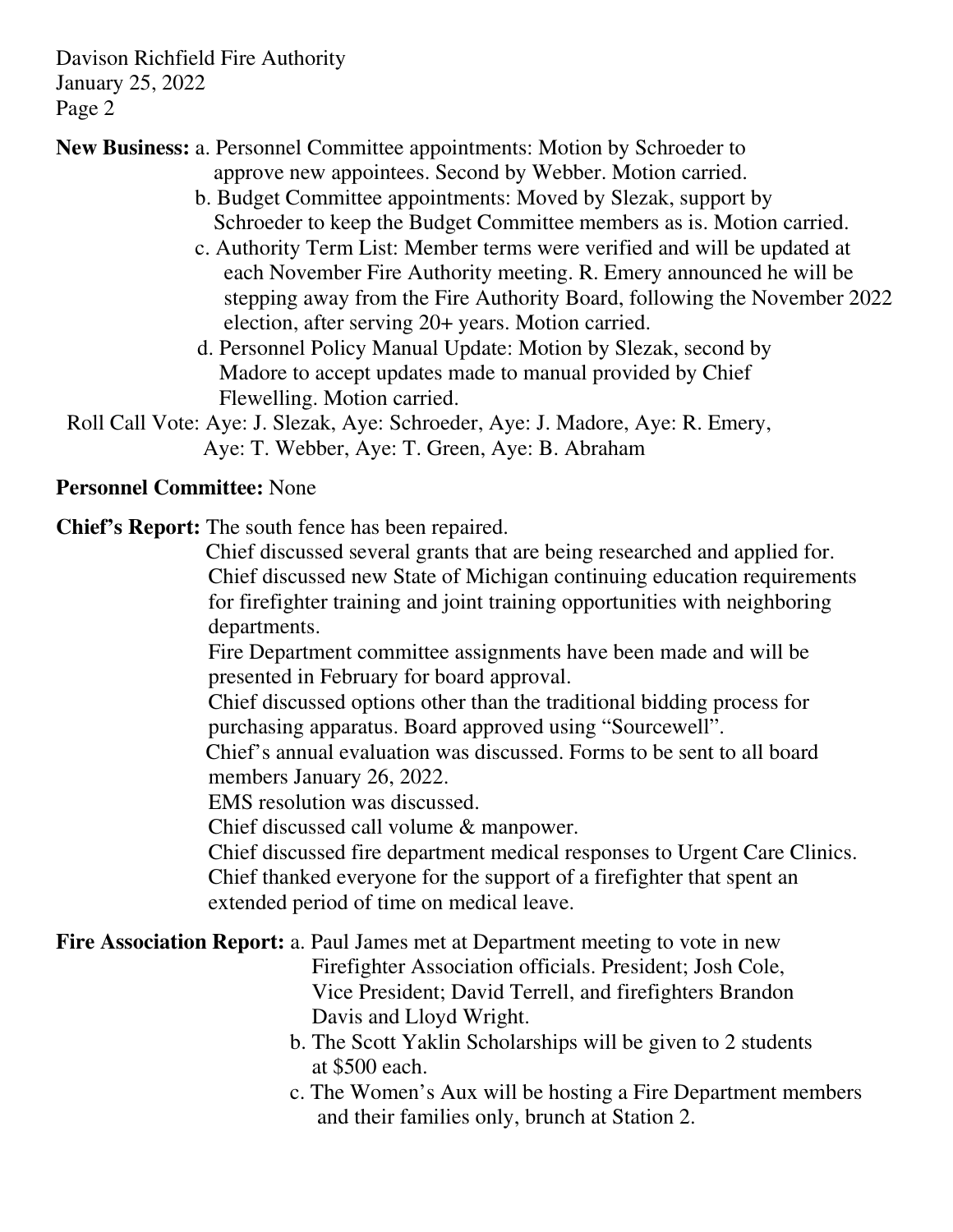**New Business:** a. Personnel Committee appointments: Motion by Schroeder to approve new appointees. Second by Webber. Motion carried.

b. Budget Committee appointments: Moved by Slezak, support by Schroeder to keep the Budget Committee members as is. Motion carried.

c. Authority Term List: Member terms were verified and will be updated at each November Fire Authority meeting. R. Emery announced he will be stepping away from the Fire Authority Board, following the November 2022 election, after serving 20+ years. Motion carried.

d. Personnel Policy Manual Update: Motion by Slezak, second by Madore to accept updates made to manual provided by Chief Flewelling. Motion carried.

Roll Call Vote: Aye: J. Slezak, Aye: Schroeder, Aye: J. Madore, Aye: R. Emery, Aye: T. Webber, Aye: T. Green, Aye: B. Abraham

**Personnel Committee:** None

**Chief's Report:** The south fence has been repaired.

Chief discussed several grants that are being researched and applied for.

Chief discussed new State of Michigan continuing education requirements for firefighter training and joint training opportunities with neighboring departments.

Fire Department committee assignments have been made and will be presented in February for board approval.

Chief discussed options other than the traditional bidding process for purchasing apparatus. Board approved using "Sourcewell".

Chief's annual evaluation was discussed. Forms to be sent to all board members January 26, 2022.

EMS resolution was discussed.

Chief discussed call volume & manpower.

Chief discussed fire department medical responses to Urgent Care Clinics.

Chief thanked everyone for the support of a firefighter that spent an extended period of time on medical leave.

**Fire Association Report:** a. Paul James met at Department meeting to vote in new Firefighter Association officials. President; Josh Cole, Vice President; David Terrell, and firefighters Brandon Davis and Lloyd Wright.

b. The Scott Yaklin Scholarships will be given to 2 students at $500 each.

c. The Women's Aux will be hosting a Fire Department members and their families only, brunch at Station 2.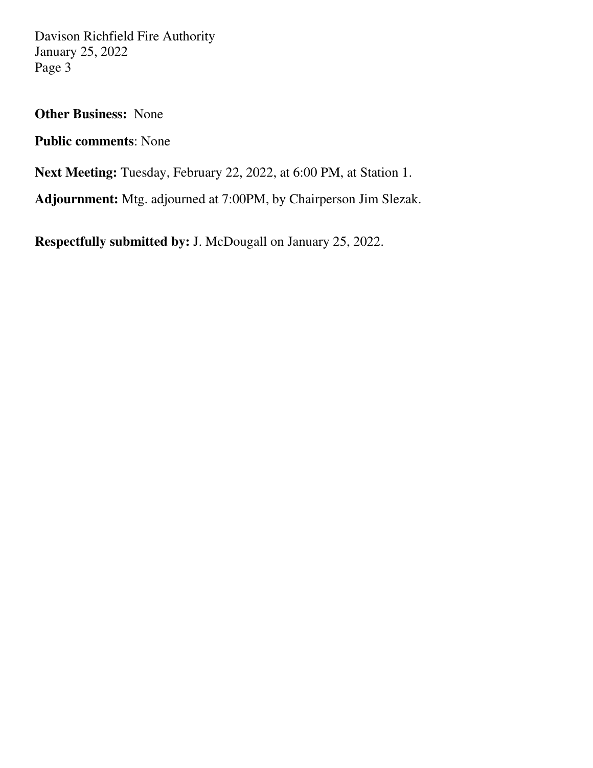**Other Business:** None

**Public comments**: None

**Next Meeting:** Tuesday, February 22, 2022, at 6:00 PM, at Station 1.

**Adjournment:** Mtg. adjourned at 7:00PM, by Chairperson Jim Slezak.

**Respectfully submitted by:** J. McDougall on January 25, 2022.